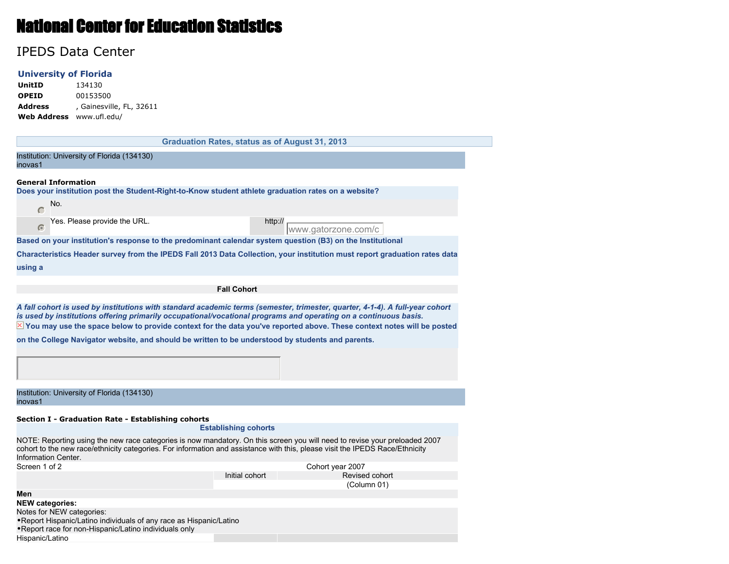# National Center for Education Statistics

## IPEDS Data Center

### University of Florida

| | |
|---|---|
| **UnitID** | 134130 |
| **OPEID** | 00153500 |
| **Address** | , Gainesville, FL, 32611 |
| **Web Address** | www.ufl.edu/ |

**Graduation Rates, status as of August 31, 2013**

Institution: University of Florida (134130)
inovas1

**General Information**

**Does your institution post the Student-Right-to-Know student athlete graduation rates on a website?**

- ( ) No.
- (•) Yes. Please provide the URL. http:// www.gatorzone.com/c

**Based on your institution's response to the predominant calendar system question (B3) on the Institutional Characteristics Header survey from the IPEDS Fall 2013 Data Collection, your institution must report graduation rates data using a**

**Fall Cohort**

***A fall cohort is used by institutions with standard academic terms (semester, trimester, quarter, 4-1-4). A full-year cohort is used by institutions offering primarily occupational/vocational programs and operating on a continuous basis.***

**You may use the space below to provide context for the data you've reported above. These context notes will be posted on the College Navigator website, and should be written to be understood by students and parents.**

Institution: University of Florida (134130)
inovas1

**Section I - Graduation Rate - Establishing cohorts**

**Establishing cohorts**

NOTE: Reporting using the new race categories is now mandatory. On this screen you will need to revise your preloaded 2007 cohort to the new race/ethnicity categories. For information and assistance with this, please visit the IPEDS Race/Ethnicity Information Center.

Screen 1 of 2 — Cohort year 2007

| | Initial cohort | Revised cohort (Column 01) |
|---|---|---|
| **Men** | | |
| **NEW categories:** | | |
| Notes for NEW categories:<br>•Report Hispanic/Latino individuals of any race as Hispanic/Latino<br>•Report race for non-Hispanic/Latino individuals only | | |
| Hispanic/Latino | | |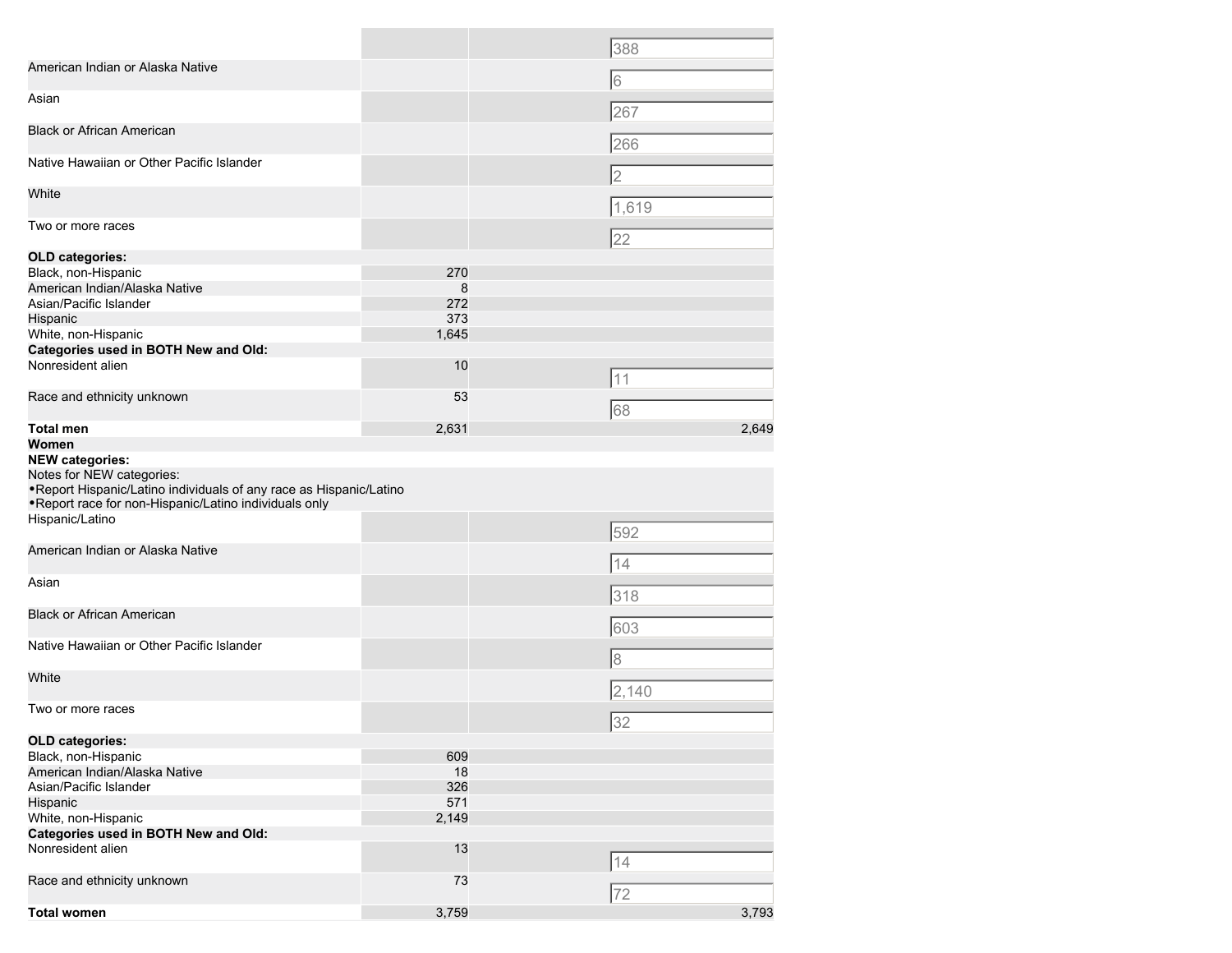| | | |
|---|---|---|
| | | 388 |
| American Indian or Alaska Native | | 6 |
| Asian | | 267 |
| Black or African American | | 266 |
| Native Hawaiian or Other Pacific Islander | | 2 |
| White | | 1,619 |
| Two or more races | | 22 |
| **OLD categories:** | | |
| Black, non-Hispanic | 270 | |
| American Indian/Alaska Native | 8 | |
| Asian/Pacific Islander | 272 | |
| Hispanic | 373 | |
| White, non-Hispanic | 1,645 | |
| **Categories used in BOTH New and Old:** | | |
| Nonresident alien | 10 | 11 |
| Race and ethnicity unknown | 53 | 68 |
| **Total men** | 2,631 | 2,649 |
| **Women** | | |
| **NEW categories:** | | |
| Notes for NEW categories:<br>•Report Hispanic/Latino individuals of any race as Hispanic/Latino<br>•Report race for non-Hispanic/Latino individuals only | | |
| Hispanic/Latino | | 592 |
| American Indian or Alaska Native | | 14 |
| Asian | | 318 |
| Black or African American | | 603 |
| Native Hawaiian or Other Pacific Islander | | 8 |
| White | | 2,140 |
| Two or more races | | 32 |
| **OLD categories:** | | |
| Black, non-Hispanic | 609 | |
| American Indian/Alaska Native | 18 | |
| Asian/Pacific Islander | 326 | |
| Hispanic | 571 | |
| White, non-Hispanic | 2,149 | |
| **Categories used in BOTH New and Old:** | | |
| Nonresident alien | 13 | 14 |
| Race and ethnicity unknown | 73 | 72 |
| **Total women** | 3,759 | 3,793 |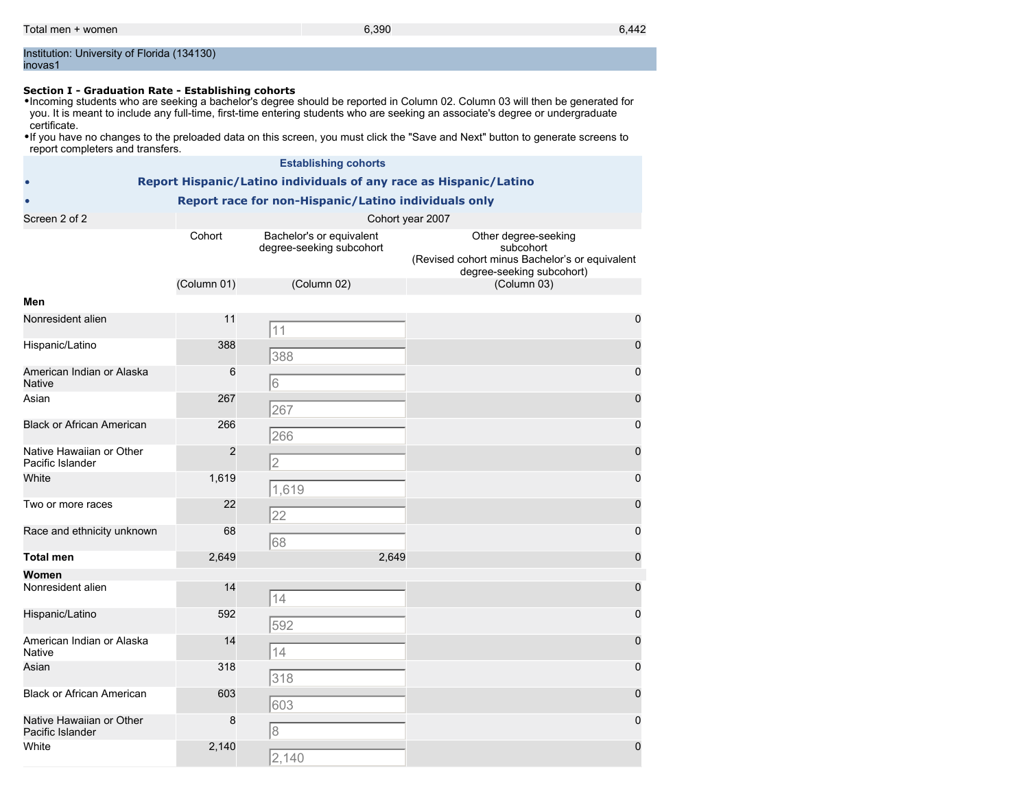| Total men + women | 6,390 | 6,442 |
|---|---|---|

Institution: University of Florida (134130)
inovas1

**Section I - Graduation Rate - Establishing cohorts**

- Incoming students who are seeking a bachelor's degree should be reported in Column 02. Column 03 will then be generated for you. It is meant to include any full-time, first-time entering students who are seeking an associate's degree or undergraduate certificate.
- If you have no changes to the preloaded data on this screen, you must click the "Save and Next" button to generate screens to report completers and transfers.

**Establishing cohorts**

- **Report Hispanic/Latino individuals of any race as Hispanic/Latino**
- **Report race for non-Hispanic/Latino individuals only**

| Screen 2 of 2 | Cohort year 2007 | | |
|---|---|---|---|
| | Cohort | Bachelor's or equivalent degree-seeking subcohort | Other degree-seeking subcohort (Revised cohort minus Bachelor's or equivalent degree-seeking subcohort) |
| | (Column 01) | (Column 02) | (Column 03) |
| **Men** | | | |
| Nonresident alien | 11 | 11 | 0 |
| Hispanic/Latino | 388 | 388 | 0 |
| American Indian or Alaska Native | 6 | 6 | 0 |
| Asian | 267 | 267 | 0 |
| Black or African American | 266 | 266 | 0 |
| Native Hawaiian or Other Pacific Islander | 2 | 2 | 0 |
| White | 1,619 | 1,619 | 0 |
| Two or more races | 22 | 22 | 0 |
| Race and ethnicity unknown | 68 | 68 | 0 |
| **Total men** | 2,649 | 2,649 | 0 |
| **Women** | | | |
| Nonresident alien | 14 | 14 | 0 |
| Hispanic/Latino | 592 | 592 | 0 |
| American Indian or Alaska Native | 14 | 14 | 0 |
| Asian | 318 | 318 | 0 |
| Black or African American | 603 | 603 | 0 |
| Native Hawaiian or Other Pacific Islander | 8 | 8 | 0 |
| White | 2,140 | 2,140 | 0 |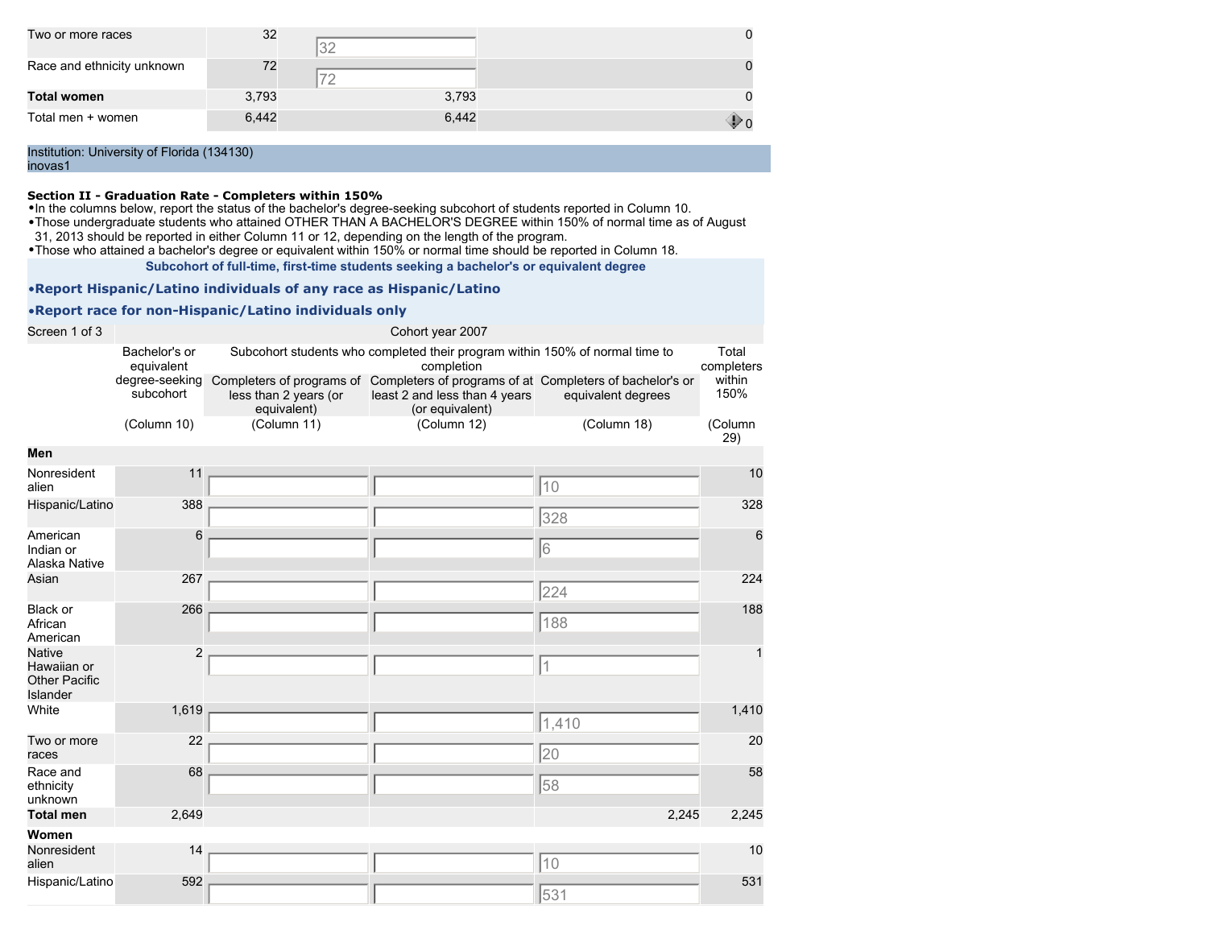| | | | |
|---|---|---|---|
| Two or more races | 32 | 32 | 0 |
| Race and ethnicity unknown | 72 | 72 | 0 |
| **Total women** | 3,793 | 3,793 | 0 |
| Total men + women | 6,442 | 6,442 | 0 |

Institution: University of Florida (134130)
inovas1

**Section II - Graduation Rate - Completers within 150%**

- In the columns below, report the status of the bachelor's degree-seeking subcohort of students reported in Column 10.
- Those undergraduate students who attained OTHER THAN A BACHELOR'S DEGREE within 150% of normal time as of August 31, 2013 should be reported in either Column 11 or 12, depending on the length of the program.
- Those who attained a bachelor's degree or equivalent within 150% or normal time should be reported in Column 18.

**Subcohort of full-time, first-time students seeking a bachelor's or equivalent degree**

**•Report Hispanic/Latino individuals of any race as Hispanic/Latino**

**•Report race for non-Hispanic/Latino individuals only**

| Screen 1 of 3 | Cohort year 2007 | | | | |
|---|---|---|---|---|---|
| | Bachelor's or equivalent degree-seeking subcohort | Subcohort students who completed their program within 150% of normal time to completion | | | Total completers within 150% |
| | | Completers of programs of less than 2 years (or equivalent) | Completers of programs of at least 2 and less than 4 years (or equivalent) | Completers of bachelor's or equivalent degrees | |
| | (Column 10) | (Column 11) | (Column 12) | (Column 18) | (Column 29) |
| **Men** | | | | | |
| Nonresident alien | 11 | | | 10 | 10 |
| Hispanic/Latino | 388 | | | 328 | 328 |
| American Indian or Alaska Native | 6 | | | 6 | 6 |
| Asian | 267 | | | 224 | 224 |
| Black or African American | 266 | | | 188 | 188 |
| Native Hawaiian or Other Pacific Islander | 2 | | | 1 | 1 |
| White | 1,619 | | | 1,410 | 1,410 |
| Two or more races | 22 | | | 20 | 20 |
| Race and ethnicity unknown | 68 | | | 58 | 58 |
| **Total men** | 2,649 | | | 2,245 | 2,245 |
| **Women** | | | | | |
| Nonresident alien | 14 | | | 10 | 10 |
| Hispanic/Latino | 592 | | | 531 | 531 |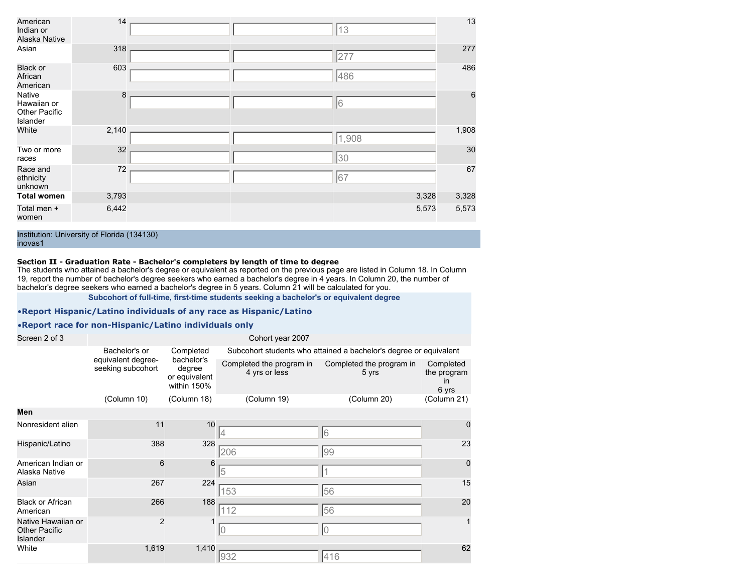| | | | | | |
|---|---|---|---|---|---|
| American Indian or Alaska Native | 14 | | | 13 | 13 |
| Asian | 318 | | | 277 | 277 |
| Black or African American | 603 | | | 486 | 486 |
| Native Hawaiian or Other Pacific Islander | 8 | | | 6 | 6 |
| White | 2,140 | | | 1,908 | 1,908 |
| Two or more races | 32 | | | 30 | 30 |
| Race and ethnicity unknown | 72 | | | 67 | 67 |
| **Total women** | 3,793 | | | 3,328 | 3,328 |
| Total men + women | 6,442 | | | 5,573 | 5,573 |

Institution: University of Florida (134130)
inovas1

**Section II - Graduation Rate - Bachelor's completers by length of time to degree**

The students who attained a bachelor's degree or equivalent as reported on the previous page are listed in Column 18. In Column 19, report the number of bachelor's degree seekers who earned a bachelor's degree in 4 years. In Column 20, the number of bachelor's degree seekers who earned a bachelor's degree in 5 years. Column 21 will be calculated for you.

**Subcohort of full-time, first-time students seeking a bachelor's or equivalent degree**

- **Report Hispanic/Latino individuals of any race as Hispanic/Latino**
- **Report race for non-Hispanic/Latino individuals only**

Screen 2 of 3

| | Cohort year 2007 | | | | |
|---|---|---|---|---|---|
| | Bachelor's or equivalent degree-seeking subcohort | Completed bachelor's degree or equivalent within 150% | Subcohort students who attained a bachelor's degree or equivalent | | |
| | | | Completed the program in 4 yrs or less | Completed the program in 5 yrs | Completed the program in 6 yrs |
| | (Column 10) | (Column 18) | (Column 19) | (Column 20) | (Column 21) |
| **Men** | | | | | |
| Nonresident alien | 11 | 10 | 4 | 6 | 0 |
| Hispanic/Latino | 388 | 328 | 206 | 99 | 23 |
| American Indian or Alaska Native | 6 | 6 | 5 | 1 | 0 |
| Asian | 267 | 224 | 153 | 56 | 15 |
| Black or African American | 266 | 188 | 112 | 56 | 20 |
| Native Hawaiian or Other Pacific Islander | 2 | 1 | 0 | 0 | 1 |
| White | 1,619 | 1,410 | 932 | 416 | 62 |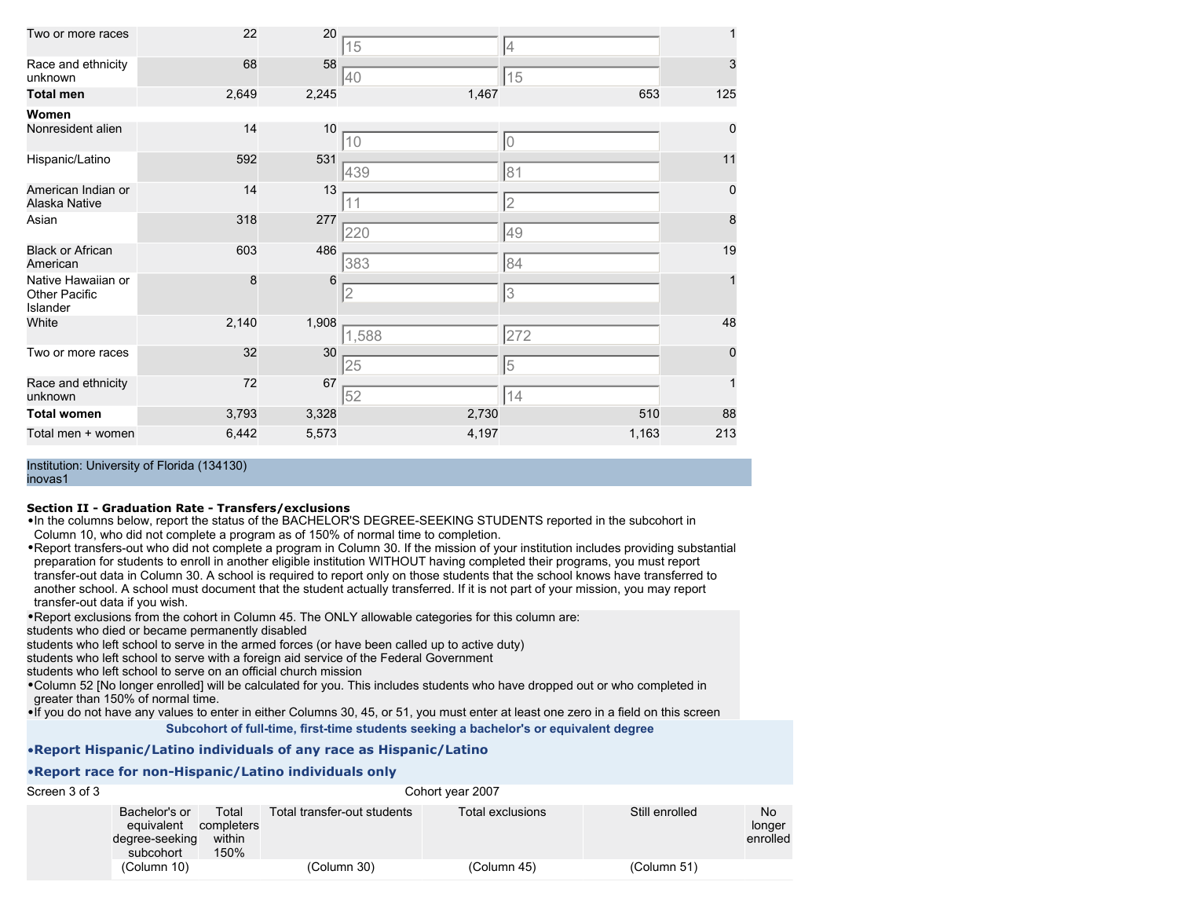| | | | | | |
|---|---|---|---|---|---|
| Two or more races | 22 | 20 | 15 | 4 | 1 |
| Race and ethnicity unknown | 68 | 58 | 40 | 15 | 3 |
| **Total men** | 2,649 | 2,245 | 1,467 | 653 | 125 |
| **Women** | | | | | |
| Nonresident alien | 14 | 10 | 10 | 0 | 0 |
| Hispanic/Latino | 592 | 531 | 439 | 81 | 11 |
| American Indian or Alaska Native | 14 | 13 | 11 | 2 | 0 |
| Asian | 318 | 277 | 220 | 49 | 8 |
| Black or African American | 603 | 486 | 383 | 84 | 19 |
| Native Hawaiian or Other Pacific Islander | 8 | 6 | 2 | 3 | 1 |
| White | 2,140 | 1,908 | 1,588 | 272 | 48 |
| Two or more races | 32 | 30 | 25 | 5 | 0 |
| Race and ethnicity unknown | 72 | 67 | 52 | 14 | 1 |
| **Total women** | 3,793 | 3,328 | 2,730 | 510 | 88 |
| Total men + women | 6,442 | 5,573 | 4,197 | 1,163 | 213 |

Institution: University of Florida (134130)
inovas1

**Section II - Graduation Rate - Transfers/exclusions**

- In the columns below, report the status of the BACHELOR'S DEGREE-SEEKING STUDENTS reported in the subcohort in Column 10, who did not complete a program as of 150% of normal time to completion.
- Report transfers-out who did not complete a program in Column 30. If the mission of your institution includes providing substantial preparation for students to enroll in another eligible institution WITHOUT having completed their programs, you must report transfer-out data in Column 30. A school is required to report only on those students that the school knows have transferred to another school. A school must document that the student actually transferred. If it is not part of your mission, you may report transfer-out data if you wish.
- Report exclusions from the cohort in Column 45. The ONLY allowable categories for this column are:

students who died or became permanently disabled
students who left school to serve in the armed forces (or have been called up to active duty)
students who left school to serve with a foreign aid service of the Federal Government
students who left school to serve on an official church mission

- Column 52 [No longer enrolled] will be calculated for you. This includes students who have dropped out or who completed in greater than 150% of normal time.
- If you do not have any values to enter in either Columns 30, 45, or 51, you must enter at least one zero in a field on this screen

**Subcohort of full-time, first-time students seeking a bachelor's or equivalent degree**

- **Report Hispanic/Latino individuals of any race as Hispanic/Latino**
- **Report race for non-Hispanic/Latino individuals only**

Screen 3 of 3

Cohort year 2007

| | Bachelor's or equivalent degree-seeking subcohort | Total completers within 150% | Total transfer-out students | Total exclusions | Still enrolled | No longer enrolled |
|---|---|---|---|---|---|---|
| | (Column 10) | | (Column 30) | (Column 45) | (Column 51) | |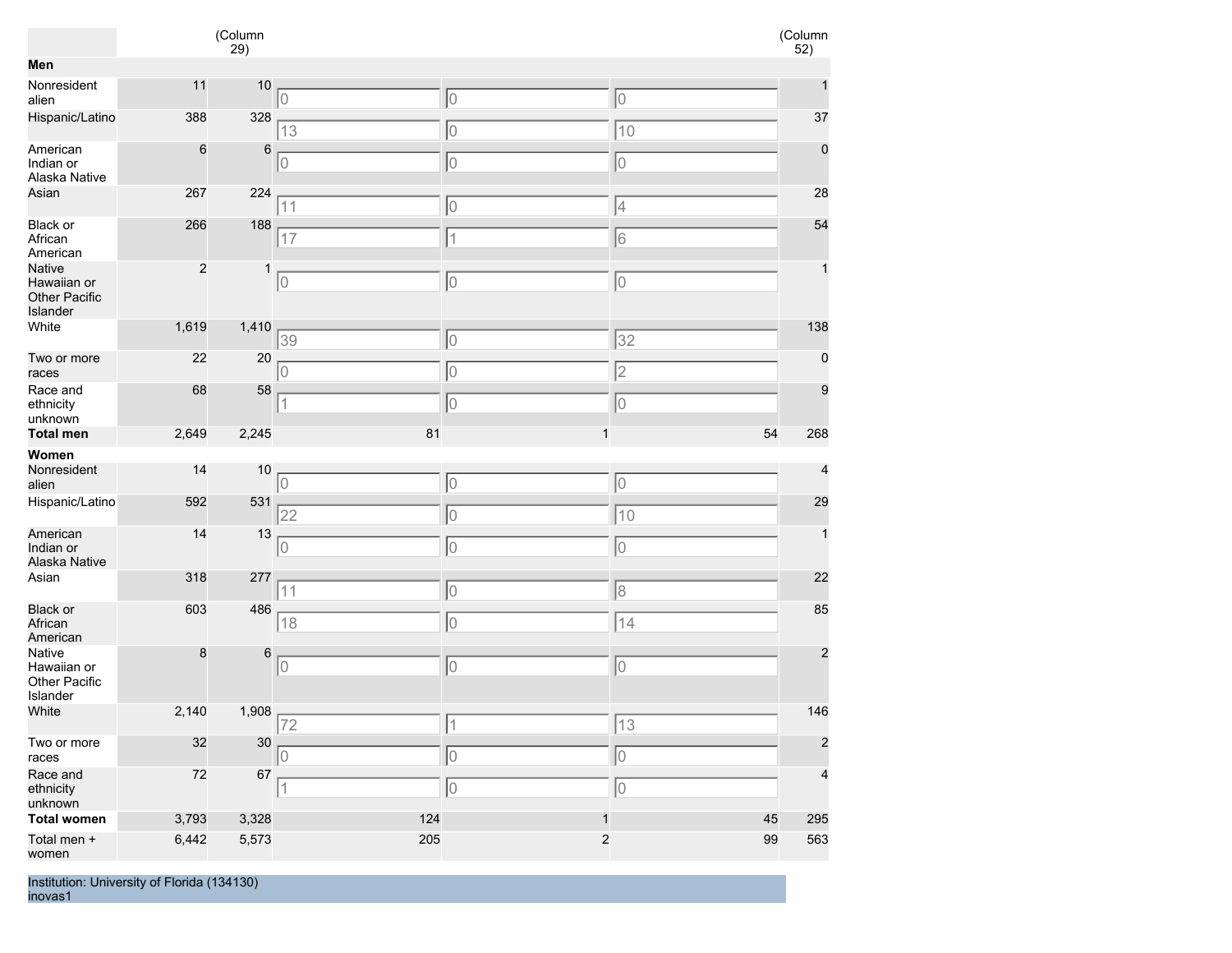| | | (Column 29) | | | | (Column 52) |
|---|---|---|---|---|---|---|
| **Men** | | | | | | |
| Nonresident alien | 11 | 10 | 0 | 0 | 0 | 1 |
| Hispanic/Latino | 388 | 328 | 13 | 0 | 10 | 37 |
| American Indian or Alaska Native | 6 | 6 | 0 | 0 | 0 | 0 |
| Asian | 267 | 224 | 11 | 0 | 4 | 28 |
| Black or African American | 266 | 188 | 17 | 1 | 6 | 54 |
| Native Hawaiian or Other Pacific Islander | 2 | 1 | 0 | 0 | 0 | 1 |
| White | 1,619 | 1,410 | 39 | 0 | 32 | 138 |
| Two or more races | 22 | 20 | 0 | 0 | 2 | 0 |
| Race and ethnicity unknown | 68 | 58 | 1 | 0 | 0 | 9 |
| **Total men** | 2,649 | 2,245 | 81 | 1 | 54 | 268 |
| **Women** | | | | | | |
| Nonresident alien | 14 | 10 | 0 | 0 | 0 | 4 |
| Hispanic/Latino | 592 | 531 | 22 | 0 | 10 | 29 |
| American Indian or Alaska Native | 14 | 13 | 0 | 0 | 0 | 1 |
| Asian | 318 | 277 | 11 | 0 | 8 | 22 |
| Black or African American | 603 | 486 | 18 | 0 | 14 | 85 |
| Native Hawaiian or Other Pacific Islander | 8 | 6 | 0 | 0 | 0 | 2 |
| White | 2,140 | 1,908 | 72 | 1 | 13 | 146 |
| Two or more races | 32 | 30 | 0 | 0 | 0 | 2 |
| Race and ethnicity unknown | 72 | 67 | 1 | 0 | 0 | 4 |
| **Total women** | 3,793 | 3,328 | 124 | 1 | 45 | 295 |
| Total men + women | 6,442 | 5,573 | 205 | 2 | 99 | 563 |

Institution: University of Florida (134130)
inovas1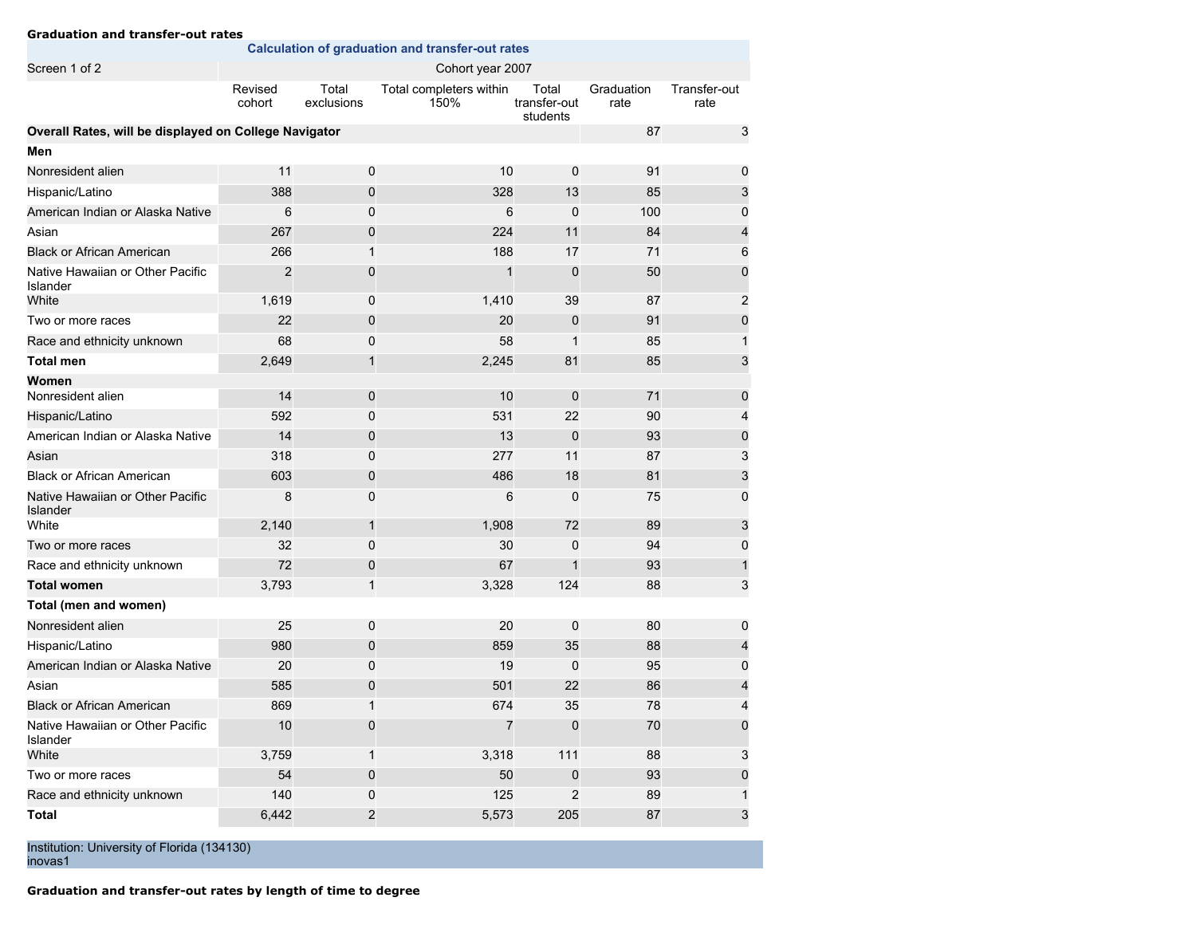**Graduation and transfer-out rates**

| Calculation of graduation and transfer-out rates | | | | | | |
|---|---|---|---|---|---|---|
| Screen 1 of 2 | Cohort year 2007 | | | | | |
| | Revised cohort | Total exclusions | Total completers within 150% | Total transfer-out students | Graduation rate | Transfer-out rate |
| **Overall Rates, will be displayed on College Navigator** | | | | | 87 | 3 |
| **Men** | | | | | | |
| Nonresident alien | 11 | 0 | 10 | 0 | 91 | 0 |
| Hispanic/Latino | 388 | 0 | 328 | 13 | 85 | 3 |
| American Indian or Alaska Native | 6 | 0 | 6 | 0 | 100 | 0 |
| Asian | 267 | 0 | 224 | 11 | 84 | 4 |
| Black or African American | 266 | 1 | 188 | 17 | 71 | 6 |
| Native Hawaiian or Other Pacific Islander | 2 | 0 | 1 | 0 | 50 | 0 |
| White | 1,619 | 0 | 1,410 | 39 | 87 | 2 |
| Two or more races | 22 | 0 | 20 | 0 | 91 | 0 |
| Race and ethnicity unknown | 68 | 0 | 58 | 1 | 85 | 1 |
| **Total men** | 2,649 | 1 | 2,245 | 81 | 85 | 3 |
| **Women** | | | | | | |
| Nonresident alien | 14 | 0 | 10 | 0 | 71 | 0 |
| Hispanic/Latino | 592 | 0 | 531 | 22 | 90 | 4 |
| American Indian or Alaska Native | 14 | 0 | 13 | 0 | 93 | 0 |
| Asian | 318 | 0 | 277 | 11 | 87 | 3 |
| Black or African American | 603 | 0 | 486 | 18 | 81 | 3 |
| Native Hawaiian or Other Pacific Islander | 8 | 0 | 6 | 0 | 75 | 0 |
| White | 2,140 | 1 | 1,908 | 72 | 89 | 3 |
| Two or more races | 32 | 0 | 30 | 0 | 94 | 0 |
| Race and ethnicity unknown | 72 | 0 | 67 | 1 | 93 | 1 |
| **Total women** | 3,793 | 1 | 3,328 | 124 | 88 | 3 |
| **Total (men and women)** | | | | | | |
| Nonresident alien | 25 | 0 | 20 | 0 | 80 | 0 |
| Hispanic/Latino | 980 | 0 | 859 | 35 | 88 | 4 |
| American Indian or Alaska Native | 20 | 0 | 19 | 0 | 95 | 0 |
| Asian | 585 | 0 | 501 | 22 | 86 | 4 |
| Black or African American | 869 | 1 | 674 | 35 | 78 | 4 |
| Native Hawaiian or Other Pacific Islander | 10 | 0 | 7 | 0 | 70 | 0 |
| White | 3,759 | 1 | 3,318 | 111 | 88 | 3 |
| Two or more races | 54 | 0 | 50 | 0 | 93 | 0 |
| Race and ethnicity unknown | 140 | 0 | 125 | 2 | 89 | 1 |
| **Total** | 6,442 | 2 | 5,573 | 205 | 87 | 3 |

Institution: University of Florida (134130)
inovas1

**Graduation and transfer-out rates by length of time to degree**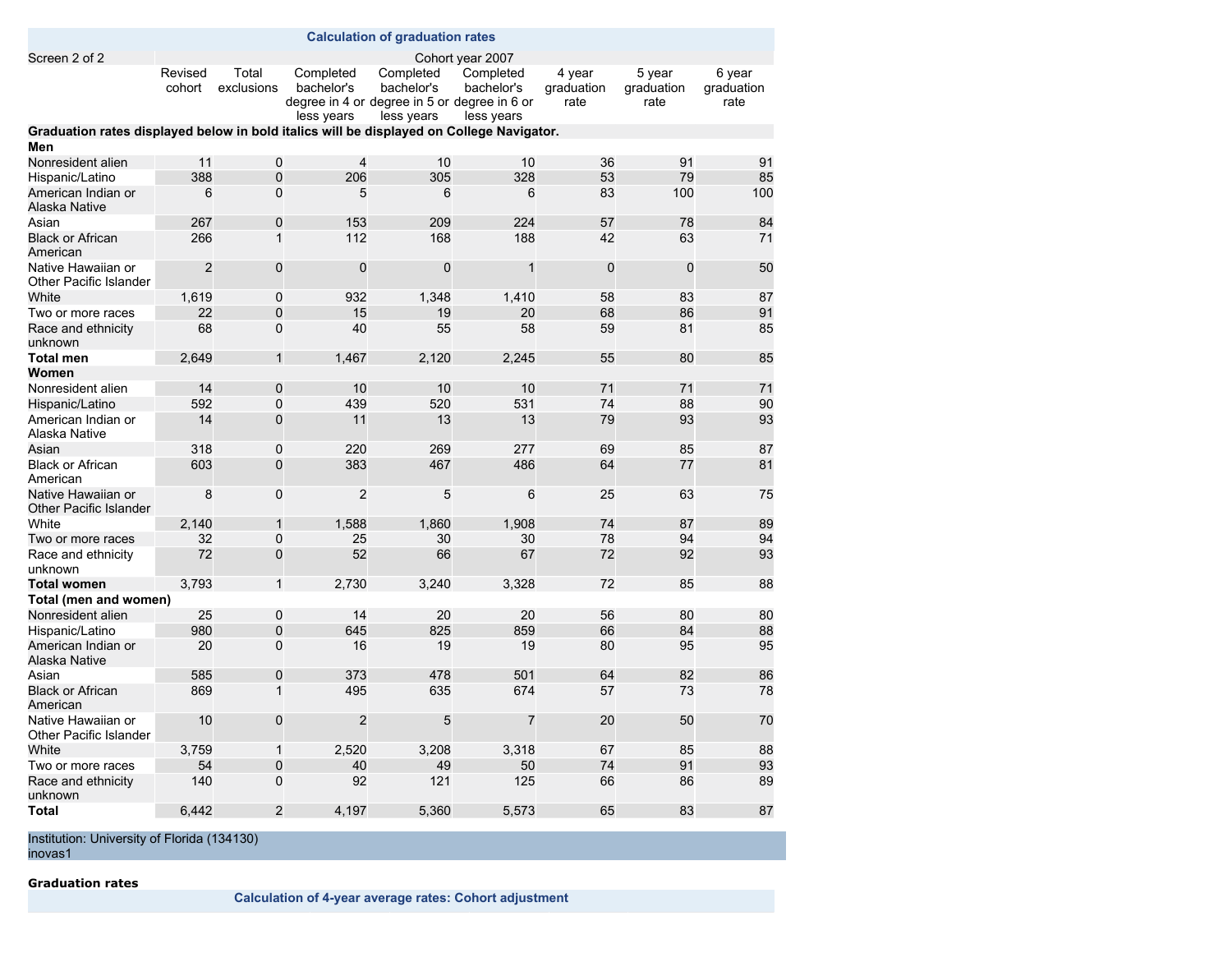## Calculation of graduation rates

| Screen 2 of 2 | Cohort year 2007 | | | | | | | |
|---|---|---|---|---|---|---|---|---|
| | Revised cohort | Total exclusions | Completed bachelor's degree in 4 or less years | Completed bachelor's degree in 5 or less years | Completed bachelor's degree in 6 or less years | 4 year graduation rate | 5 year graduation rate | 6 year graduation rate |
| **Graduation rates displayed below in bold italics will be displayed on College Navigator.** | | | | | | | | |
| **Men** | | | | | | | | |
| Nonresident alien | 11 | 0 | 4 | 10 | 10 | 36 | 91 | 91 |
| Hispanic/Latino | 388 | 0 | 206 | 305 | 328 | 53 | 79 | 85 |
| American Indian or Alaska Native | 6 | 0 | 5 | 6 | 6 | 83 | 100 | 100 |
| Asian | 267 | 0 | 153 | 209 | 224 | 57 | 78 | 84 |
| Black or African American | 266 | 1 | 112 | 168 | 188 | 42 | 63 | 71 |
| Native Hawaiian or Other Pacific Islander | 2 | 0 | 0 | 0 | 1 | 0 | 0 | 50 |
| White | 1,619 | 0 | 932 | 1,348 | 1,410 | 58 | 83 | 87 |
| Two or more races | 22 | 0 | 15 | 19 | 20 | 68 | 86 | 91 |
| Race and ethnicity unknown | 68 | 0 | 40 | 55 | 58 | 59 | 81 | 85 |
| **Total men** | 2,649 | 1 | 1,467 | 2,120 | 2,245 | 55 | 80 | 85 |
| **Women** | | | | | | | | |
| Nonresident alien | 14 | 0 | 10 | 10 | 10 | 71 | 71 | 71 |
| Hispanic/Latino | 592 | 0 | 439 | 520 | 531 | 74 | 88 | 90 |
| American Indian or Alaska Native | 14 | 0 | 11 | 13 | 13 | 79 | 93 | 93 |
| Asian | 318 | 0 | 220 | 269 | 277 | 69 | 85 | 87 |
| Black or African American | 603 | 0 | 383 | 467 | 486 | 64 | 77 | 81 |
| Native Hawaiian or Other Pacific Islander | 8 | 0 | 2 | 5 | 6 | 25 | 63 | 75 |
| White | 2,140 | 1 | 1,588 | 1,860 | 1,908 | 74 | 87 | 89 |
| Two or more races | 32 | 0 | 25 | 30 | 30 | 78 | 94 | 94 |
| Race and ethnicity unknown | 72 | 0 | 52 | 66 | 67 | 72 | 92 | 93 |
| **Total women** | 3,793 | 1 | 2,730 | 3,240 | 3,328 | 72 | 85 | 88 |
| **Total (men and women)** | | | | | | | | |
| Nonresident alien | 25 | 0 | 14 | 20 | 20 | 56 | 80 | 80 |
| Hispanic/Latino | 980 | 0 | 645 | 825 | 859 | 66 | 84 | 88 |
| American Indian or Alaska Native | 20 | 0 | 16 | 19 | 19 | 80 | 95 | 95 |
| Asian | 585 | 0 | 373 | 478 | 501 | 64 | 82 | 86 |
| Black or African American | 869 | 1 | 495 | 635 | 674 | 57 | 73 | 78 |
| Native Hawaiian or Other Pacific Islander | 10 | 0 | 2 | 5 | 7 | 20 | 50 | 70 |
| White | 3,759 | 1 | 2,520 | 3,208 | 3,318 | 67 | 85 | 88 |
| Two or more races | 54 | 0 | 40 | 49 | 50 | 74 | 91 | 93 |
| Race and ethnicity unknown | 140 | 0 | 92 | 121 | 125 | 66 | 86 | 89 |
| **Total** | 6,442 | 2 | 4,197 | 5,360 | 5,573 | 65 | 83 | 87 |

Institution: University of Florida (134130)
inovas1

**Graduation rates**

## Calculation of 4-year average rates: Cohort adjustment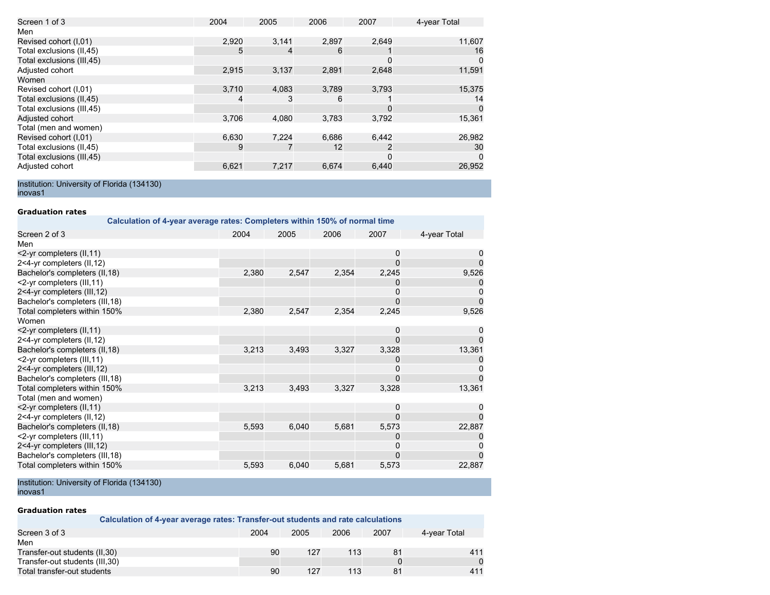| Screen 1 of 3 | 2004 | 2005 | 2006 | 2007 | 4-year Total |
|---|---|---|---|---|---|
| Men | | | | | |
| Revised cohort (I,01) | 2,920 | 3,141 | 2,897 | 2,649 | 11,607 |
| Total exclusions (II,45) | 5 | 4 | 6 | 1 | 16 |
| Total exclusions (III,45) | | | | 0 | 0 |
| Adjusted cohort | 2,915 | 3,137 | 2,891 | 2,648 | 11,591 |
| Women | | | | | |
| Revised cohort (I,01) | 3,710 | 4,083 | 3,789 | 3,793 | 15,375 |
| Total exclusions (II,45) | 4 | 3 | 6 | 1 | 14 |
| Total exclusions (III,45) | | | | 0 | 0 |
| Adjusted cohort | 3,706 | 4,080 | 3,783 | 3,792 | 15,361 |
| Total (men and women) | | | | | |
| Revised cohort (I,01) | 6,630 | 7,224 | 6,686 | 6,442 | 26,982 |
| Total exclusions (II,45) | 9 | 7 | 12 | 2 | 30 |
| Total exclusions (III,45) | | | | 0 | 0 |
| Adjusted cohort | 6,621 | 7,217 | 6,674 | 6,440 | 26,952 |

Institution: University of Florida (134130)
inovas1

**Graduation rates**

**Calculation of 4-year average rates: Completers within 150% of normal time**

| Screen 2 of 3 | 2004 | 2005 | 2006 | 2007 | 4-year Total |
|---|---|---|---|---|---|
| Men | | | | | |
| <2-yr completers (II,11) | | | | 0 | 0 |
| 2<4-yr completers (II,12) | | | | 0 | 0 |
| Bachelor's completers (II,18) | 2,380 | 2,547 | 2,354 | 2,245 | 9,526 |
| <2-yr completers (III,11) | | | | 0 | 0 |
| 2<4-yr completers (III,12) | | | | 0 | 0 |
| Bachelor's completers (III,18) | | | | 0 | 0 |
| Total completers within 150% | 2,380 | 2,547 | 2,354 | 2,245 | 9,526 |
| Women | | | | | |
| <2-yr completers (II,11) | | | | 0 | 0 |
| 2<4-yr completers (II,12) | | | | 0 | 0 |
| Bachelor's completers (II,18) | 3,213 | 3,493 | 3,327 | 3,328 | 13,361 |
| <2-yr completers (III,11) | | | | 0 | 0 |
| 2<4-yr completers (III,12) | | | | 0 | 0 |
| Bachelor's completers (III,18) | | | | 0 | 0 |
| Total completers within 150% | 3,213 | 3,493 | 3,327 | 3,328 | 13,361 |
| Total (men and women) | | | | | |
| <2-yr completers (II,11) | | | | 0 | 0 |
| 2<4-yr completers (II,12) | | | | 0 | 0 |
| Bachelor's completers (II,18) | 5,593 | 6,040 | 5,681 | 5,573 | 22,887 |
| <2-yr completers (III,11) | | | | 0 | 0 |
| 2<4-yr completers (III,12) | | | | 0 | 0 |
| Bachelor's completers (III,18) | | | | 0 | 0 |
| Total completers within 150% | 5,593 | 6,040 | 5,681 | 5,573 | 22,887 |

Institution: University of Florida (134130)
inovas1

**Graduation rates**

**Calculation of 4-year average rates: Transfer-out students and rate calculations**

| Screen 3 of 3 | 2004 | 2005 | 2006 | 2007 | 4-year Total |
|---|---|---|---|---|---|
| Men | | | | | |
| Transfer-out students (II,30) | 90 | 127 | 113 | 81 | 411 |
| Transfer-out students (III,30) | | | | 0 | 0 |
| Total transfer-out students | 90 | 127 | 113 | 81 | 411 |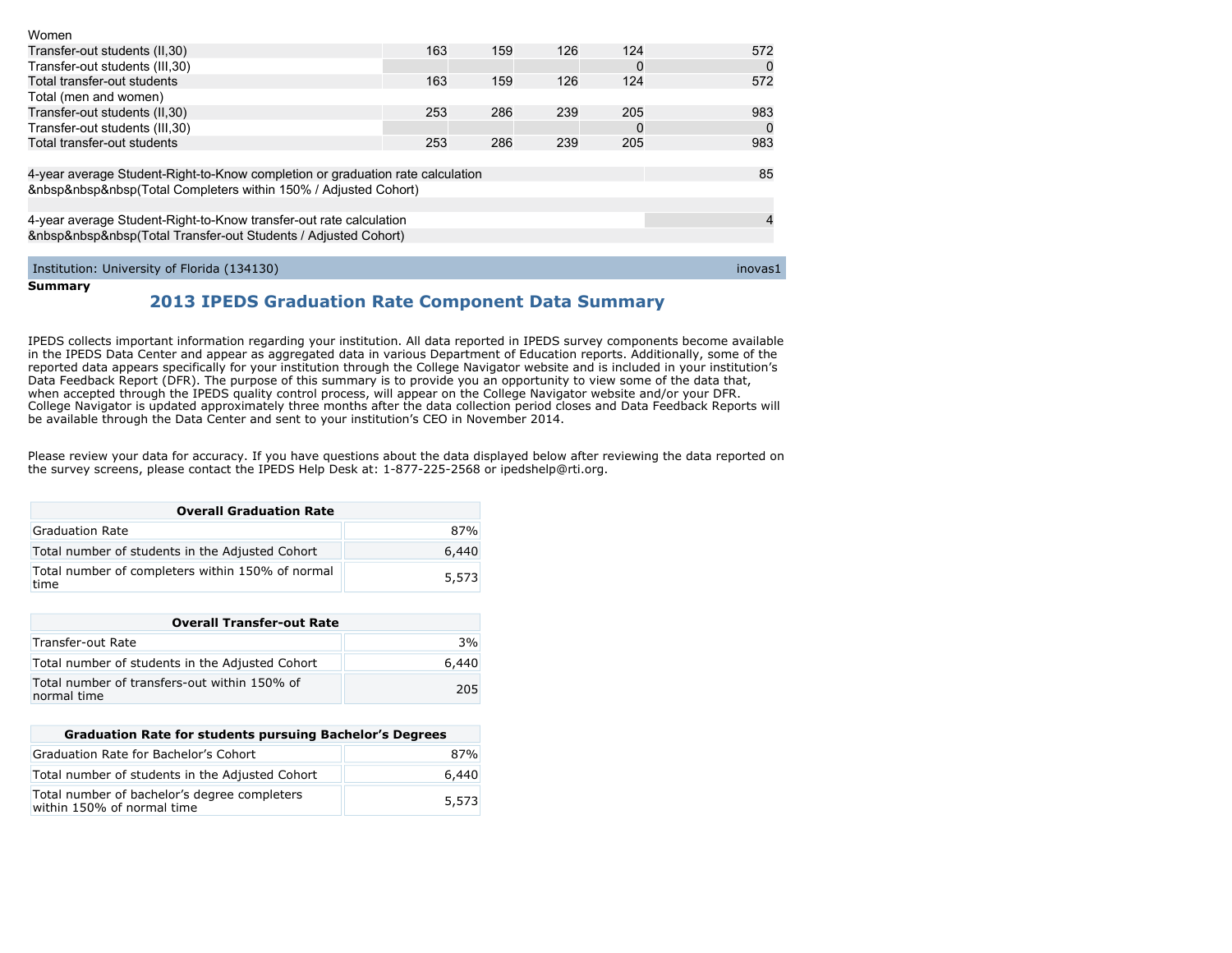| | | | | | |
|---|---|---|---|---|---|
| Women | | | | | |
| Transfer-out students (II,30) | 163 | 159 | 126 | 124 | 572 |
| Transfer-out students (III,30) | | | | 0 | 0 |
| Total transfer-out students | 163 | 159 | 126 | 124 | 572 |
| Total (men and women) | | | | | |
| Transfer-out students (II,30) | 253 | 286 | 239 | 205 | 983 |
| Transfer-out students (III,30) | | | | 0 | 0 |
| Total transfer-out students | 253 | 286 | 239 | 205 | 983 |

| | |
|---|---|
| 4-year average Student-Right-to-Know completion or graduation rate calculation &nbsp&nbsp&nbsp(Total Completers within 150% / Adjusted Cohort) | 85 |
| 4-year average Student-Right-to-Know transfer-out rate calculation &nbsp&nbsp&nbsp(Total Transfer-out Students / Adjusted Cohort) | 4 |

Institution: University of Florida (134130) inovas1

**Summary**

## 2013 IPEDS Graduation Rate Component Data Summary

IPEDS collects important information regarding your institution. All data reported in IPEDS survey components become available in the IPEDS Data Center and appear as aggregated data in various Department of Education reports. Additionally, some of the reported data appears specifically for your institution through the College Navigator website and is included in your institution's Data Feedback Report (DFR). The purpose of this summary is to provide you an opportunity to view some of the data that, when accepted through the IPEDS quality control process, will appear on the College Navigator website and/or your DFR. College Navigator is updated approximately three months after the data collection period closes and Data Feedback Reports will be available through the Data Center and sent to your institution's CEO in November 2014.

Please review your data for accuracy. If you have questions about the data displayed below after reviewing the data reported on the survey screens, please contact the IPEDS Help Desk at: 1-877-225-2568 or ipedshelp@rti.org.

| Overall Graduation Rate | |
|---|---|
| Graduation Rate | 87% |
| Total number of students in the Adjusted Cohort | 6,440 |
| Total number of completers within 150% of normal time | 5,573 |

| Overall Transfer-out Rate | |
|---|---|
| Transfer-out Rate | 3% |
| Total number of students in the Adjusted Cohort | 6,440 |
| Total number of transfers-out within 150% of normal time | 205 |

| Graduation Rate for students pursuing Bachelor's Degrees | |
|---|---|
| Graduation Rate for Bachelor's Cohort | 87% |
| Total number of students in the Adjusted Cohort | 6,440 |
| Total number of bachelor's degree completers within 150% of normal time | 5,573 |